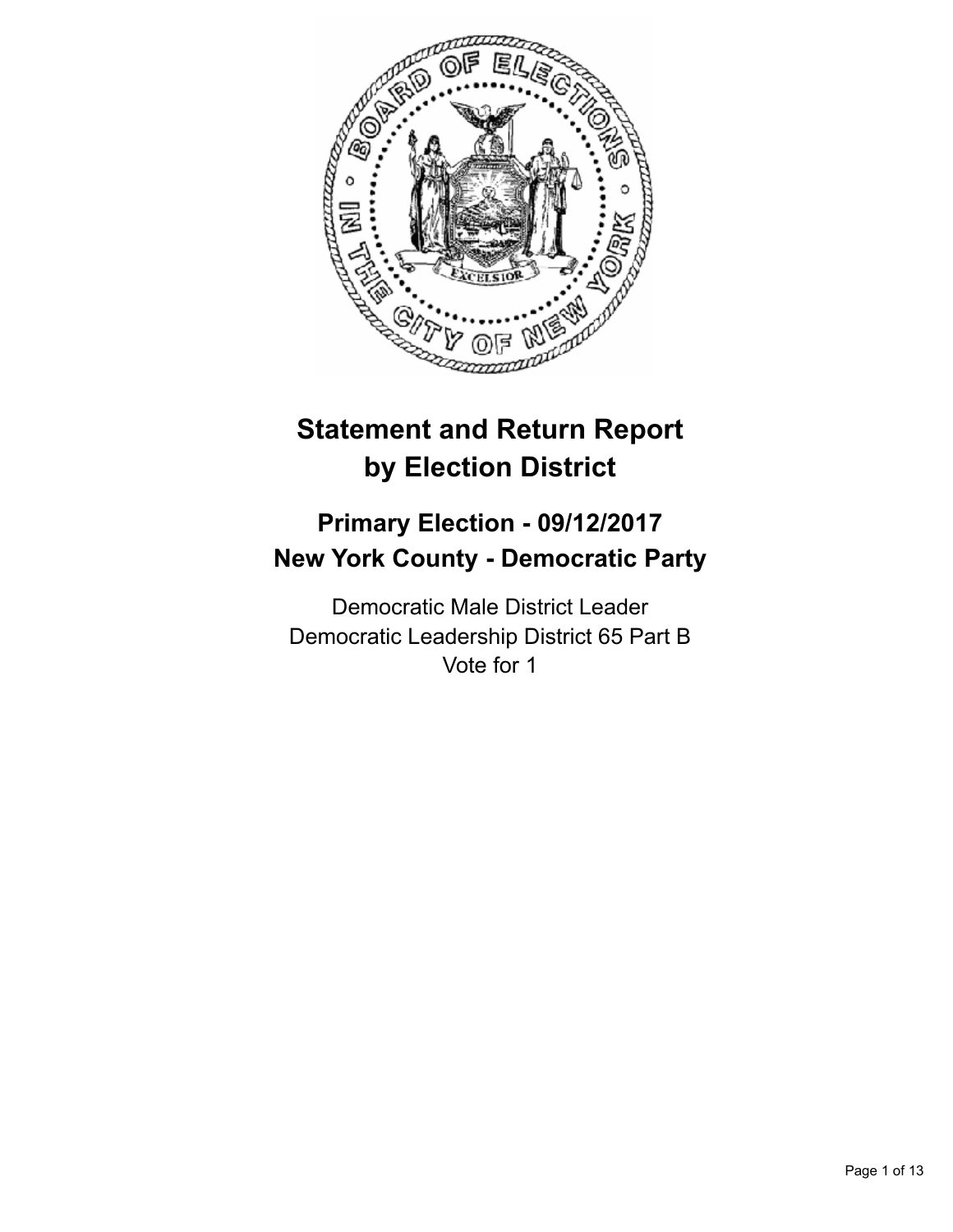# Statement and Return Report by Election District

## Primary Election - 09/12/2017
## New York County - Democratic Party

Democratic Male District Leader
Democratic Leadership District 65 Part B
Vote for 1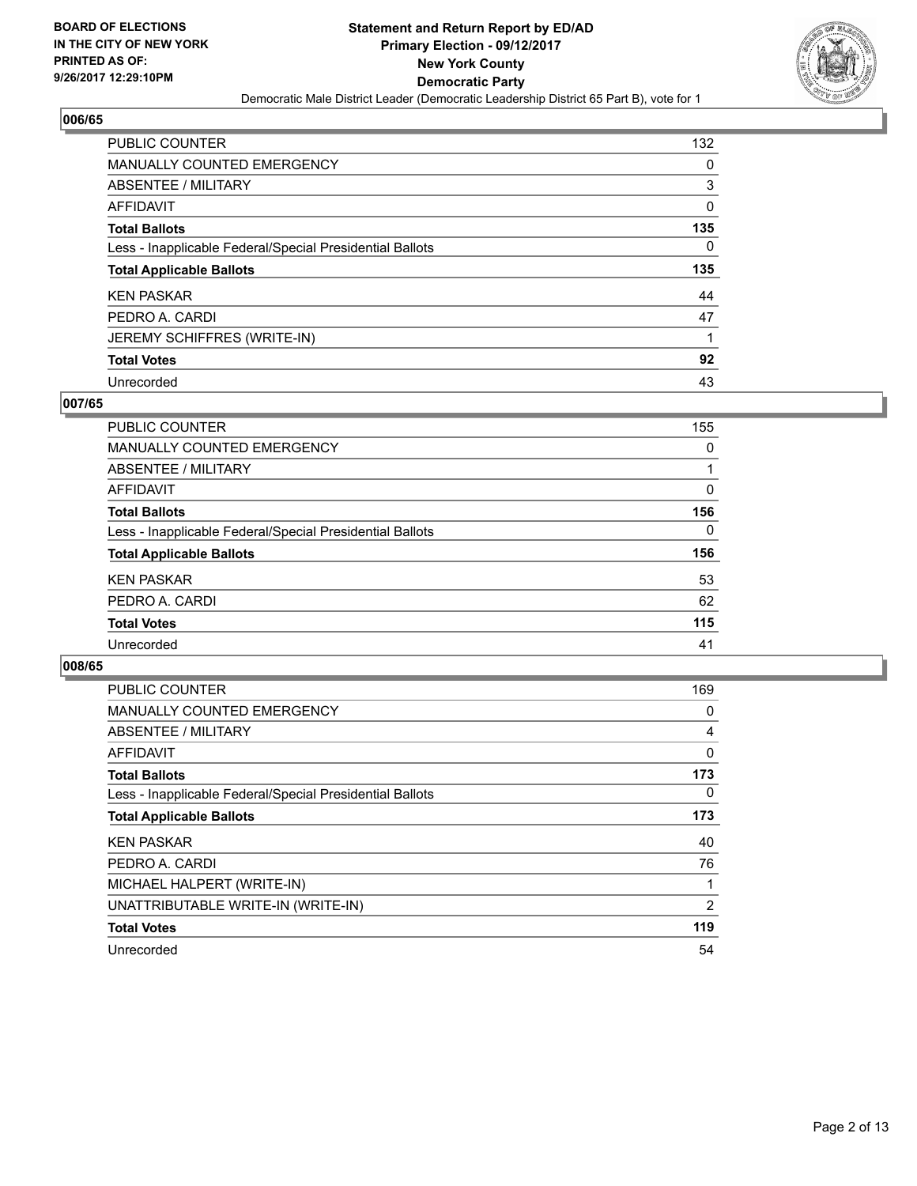BOARD OF ELECTIONS
IN THE CITY OF NEW YORK
PRINTED AS OF:
9/26/2017 12:29:10PM

**Statement and Return Report by ED/AD**
**Primary Election - 09/12/2017**
**New York County**
**Democratic Party**
Democratic Male District Leader (Democratic Leadership District 65 Part B), vote for 1

## 006/65

| | |
|---|---|
| PUBLIC COUNTER | 132 |
| MANUALLY COUNTED EMERGENCY | 0 |
| ABSENTEE / MILITARY | 3 |
| AFFIDAVIT | 0 |
| **Total Ballots** | **135** |
| Less - Inapplicable Federal/Special Presidential Ballots | 0 |
| **Total Applicable Ballots** | **135** |
| KEN PASKAR | 44 |
| PEDRO A. CARDI | 47 |
| JEREMY SCHIFFRES (WRITE-IN) | 1 |
| **Total Votes** | **92** |
| Unrecorded | 43 |

## 007/65

| | |
|---|---|
| PUBLIC COUNTER | 155 |
| MANUALLY COUNTED EMERGENCY | 0 |
| ABSENTEE / MILITARY | 1 |
| AFFIDAVIT | 0 |
| **Total Ballots** | **156** |
| Less - Inapplicable Federal/Special Presidential Ballots | 0 |
| **Total Applicable Ballots** | **156** |
| KEN PASKAR | 53 |
| PEDRO A. CARDI | 62 |
| **Total Votes** | **115** |
| Unrecorded | 41 |

## 008/65

| | |
|---|---|
| PUBLIC COUNTER | 169 |
| MANUALLY COUNTED EMERGENCY | 0 |
| ABSENTEE / MILITARY | 4 |
| AFFIDAVIT | 0 |
| **Total Ballots** | **173** |
| Less - Inapplicable Federal/Special Presidential Ballots | 0 |
| **Total Applicable Ballots** | **173** |
| KEN PASKAR | 40 |
| PEDRO A. CARDI | 76 |
| MICHAEL HALPERT (WRITE-IN) | 1 |
| UNATTRIBUTABLE WRITE-IN (WRITE-IN) | 2 |
| **Total Votes** | **119** |
| Unrecorded | 54 |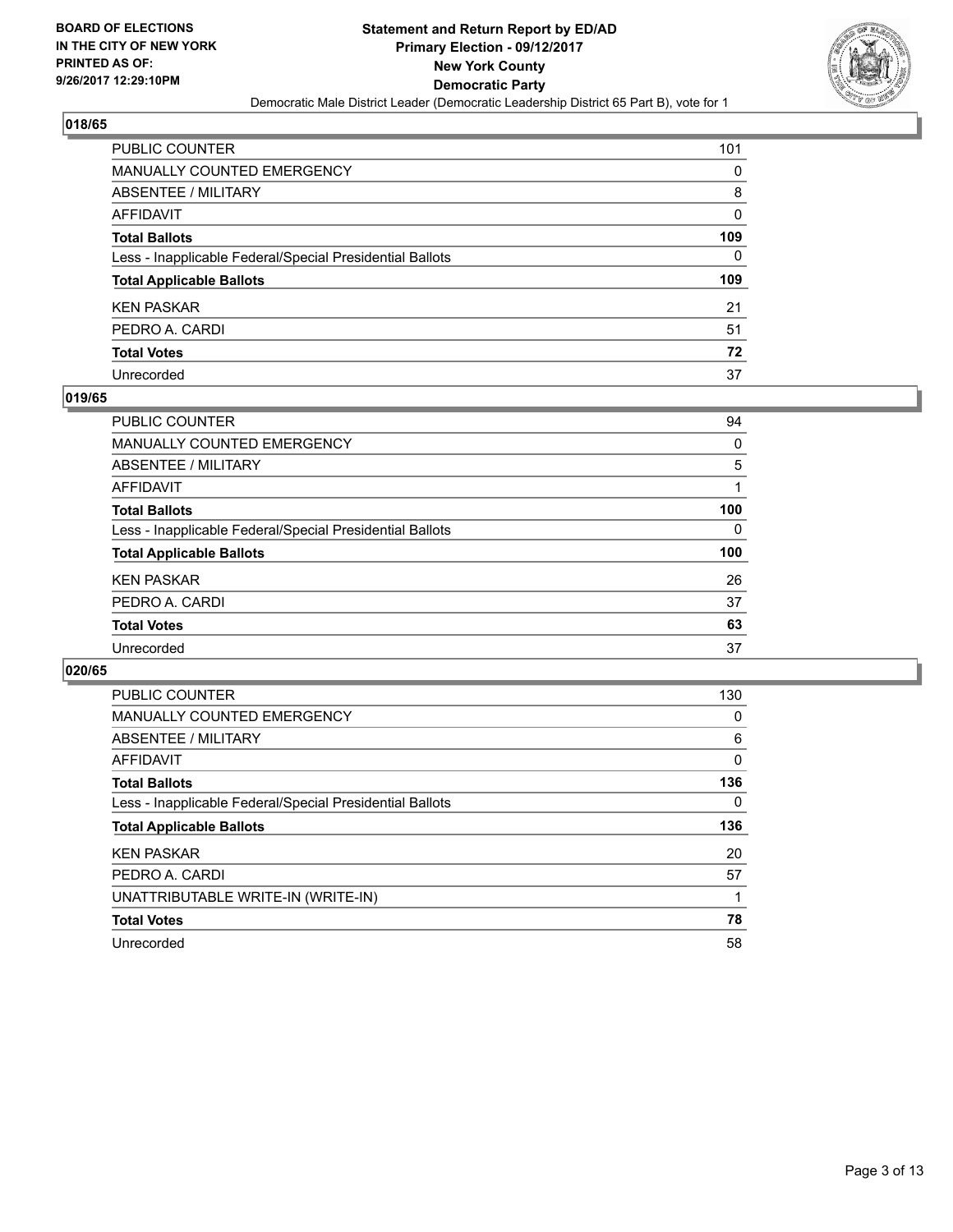BOARD OF ELECTIONS
IN THE CITY OF NEW YORK
PRINTED AS OF:
9/26/2017 12:29:10PM

**Statement and Return Report by ED/AD**
**Primary Election - 09/12/2017**
**New York County**
**Democratic Party**
Democratic Male District Leader (Democratic Leadership District 65 Part B), vote for 1

### 018/65

| | |
|---|---|
| PUBLIC COUNTER | 101 |
| MANUALLY COUNTED EMERGENCY | 0 |
| ABSENTEE / MILITARY | 8 |
| AFFIDAVIT | 0 |
| **Total Ballots** | **109** |
| Less - Inapplicable Federal/Special Presidential Ballots | 0 |
| **Total Applicable Ballots** | **109** |
| KEN PASKAR | 21 |
| PEDRO A. CARDI | 51 |
| **Total Votes** | **72** |
| Unrecorded | 37 |

### 019/65

| | |
|---|---|
| PUBLIC COUNTER | 94 |
| MANUALLY COUNTED EMERGENCY | 0 |
| ABSENTEE / MILITARY | 5 |
| AFFIDAVIT | 1 |
| **Total Ballots** | **100** |
| Less - Inapplicable Federal/Special Presidential Ballots | 0 |
| **Total Applicable Ballots** | **100** |
| KEN PASKAR | 26 |
| PEDRO A. CARDI | 37 |
| **Total Votes** | **63** |
| Unrecorded | 37 |

### 020/65

| | |
|---|---|
| PUBLIC COUNTER | 130 |
| MANUALLY COUNTED EMERGENCY | 0 |
| ABSENTEE / MILITARY | 6 |
| AFFIDAVIT | 0 |
| **Total Ballots** | **136** |
| Less - Inapplicable Federal/Special Presidential Ballots | 0 |
| **Total Applicable Ballots** | **136** |
| KEN PASKAR | 20 |
| PEDRO A. CARDI | 57 |
| UNATTRIBUTABLE WRITE-IN (WRITE-IN) | 1 |
| **Total Votes** | **78** |
| Unrecorded | 58 |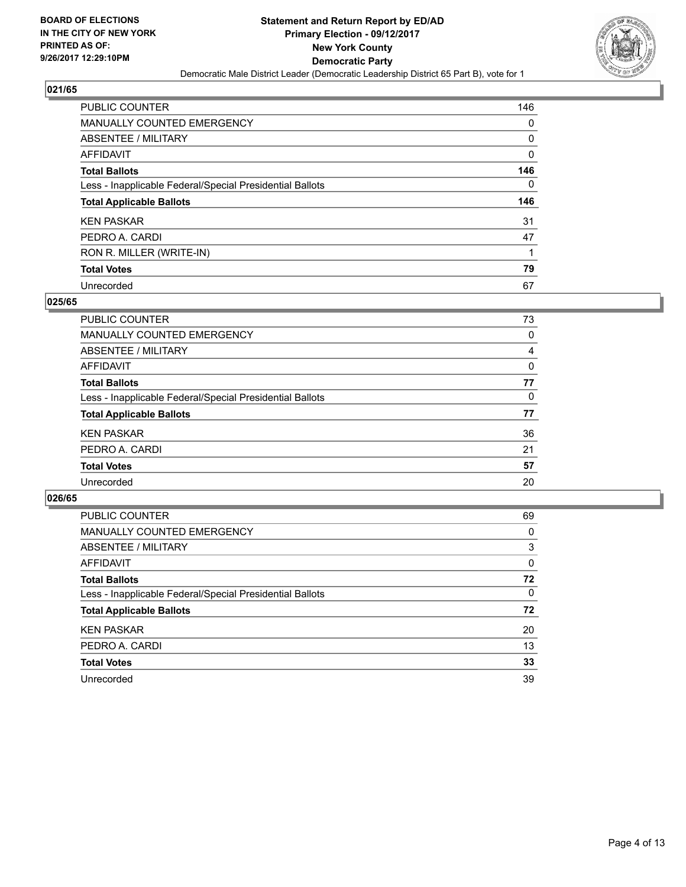BOARD OF ELECTIONS
IN THE CITY OF NEW YORK
PRINTED AS OF:
9/26/2017 12:29:10PM

**Statement and Return Report by ED/AD**
**Primary Election - 09/12/2017**
**New York County**
**Democratic Party**
Democratic Male District Leader (Democratic Leadership District 65 Part B), vote for 1

### 021/65

| | |
|---|---|
| PUBLIC COUNTER | 146 |
| MANUALLY COUNTED EMERGENCY | 0 |
| ABSENTEE / MILITARY | 0 |
| AFFIDAVIT | 0 |
| **Total Ballots** | **146** |
| Less - Inapplicable Federal/Special Presidential Ballots | 0 |
| **Total Applicable Ballots** | **146** |
| KEN PASKAR | 31 |
| PEDRO A. CARDI | 47 |
| RON R. MILLER (WRITE-IN) | 1 |
| **Total Votes** | **79** |
| Unrecorded | 67 |

### 025/65

| | |
|---|---|
| PUBLIC COUNTER | 73 |
| MANUALLY COUNTED EMERGENCY | 0 |
| ABSENTEE / MILITARY | 4 |
| AFFIDAVIT | 0 |
| **Total Ballots** | **77** |
| Less - Inapplicable Federal/Special Presidential Ballots | 0 |
| **Total Applicable Ballots** | **77** |
| KEN PASKAR | 36 |
| PEDRO A. CARDI | 21 |
| **Total Votes** | **57** |
| Unrecorded | 20 |

### 026/65

| | |
|---|---|
| PUBLIC COUNTER | 69 |
| MANUALLY COUNTED EMERGENCY | 0 |
| ABSENTEE / MILITARY | 3 |
| AFFIDAVIT | 0 |
| **Total Ballots** | **72** |
| Less - Inapplicable Federal/Special Presidential Ballots | 0 |
| **Total Applicable Ballots** | **72** |
| KEN PASKAR | 20 |
| PEDRO A. CARDI | 13 |
| **Total Votes** | **33** |
| Unrecorded | 39 |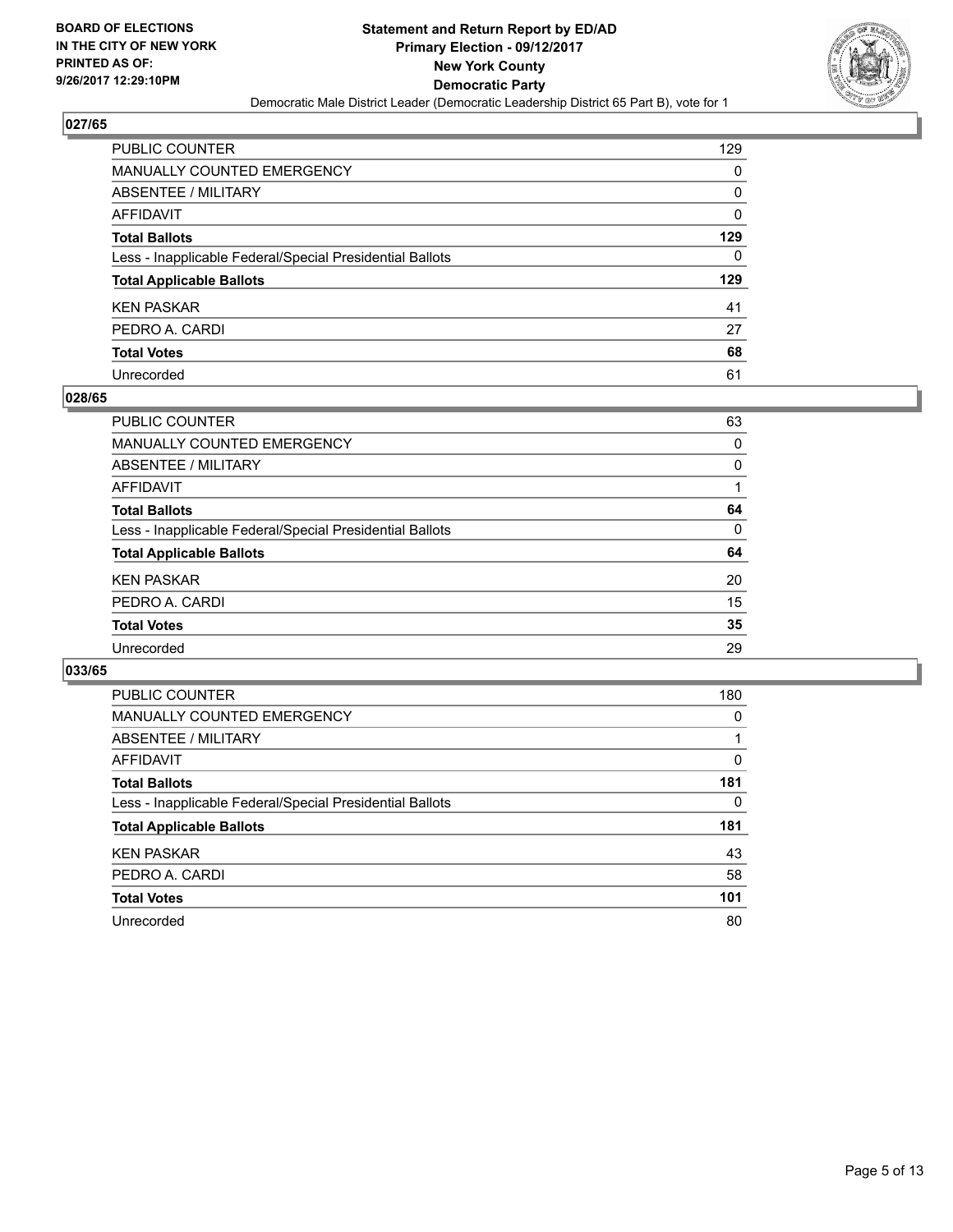**BOARD OF ELECTIONS IN THE CITY OF NEW YORK PRINTED AS OF: 9/26/2017 12:29:10PM**

**Statement and Return Report by ED/AD**
**Primary Election - 09/12/2017**
**New York County**
**Democratic Party**
Democratic Male District Leader (Democratic Leadership District 65 Part B), vote for 1

### 027/65

| | |
|---|---|
| PUBLIC COUNTER | 129 |
| MANUALLY COUNTED EMERGENCY | 0 |
| ABSENTEE / MILITARY | 0 |
| AFFIDAVIT | 0 |
| **Total Ballots** | **129** |
| Less - Inapplicable Federal/Special Presidential Ballots | 0 |
| **Total Applicable Ballots** | **129** |
| KEN PASKAR | 41 |
| PEDRO A. CARDI | 27 |
| **Total Votes** | **68** |
| Unrecorded | 61 |

### 028/65

| | |
|---|---|
| PUBLIC COUNTER | 63 |
| MANUALLY COUNTED EMERGENCY | 0 |
| ABSENTEE / MILITARY | 0 |
| AFFIDAVIT | 1 |
| **Total Ballots** | **64** |
| Less - Inapplicable Federal/Special Presidential Ballots | 0 |
| **Total Applicable Ballots** | **64** |
| KEN PASKAR | 20 |
| PEDRO A. CARDI | 15 |
| **Total Votes** | **35** |
| Unrecorded | 29 |

### 033/65

| | |
|---|---|
| PUBLIC COUNTER | 180 |
| MANUALLY COUNTED EMERGENCY | 0 |
| ABSENTEE / MILITARY | 1 |
| AFFIDAVIT | 0 |
| **Total Ballots** | **181** |
| Less - Inapplicable Federal/Special Presidential Ballots | 0 |
| **Total Applicable Ballots** | **181** |
| KEN PASKAR | 43 |
| PEDRO A. CARDI | 58 |
| **Total Votes** | **101** |
| Unrecorded | 80 |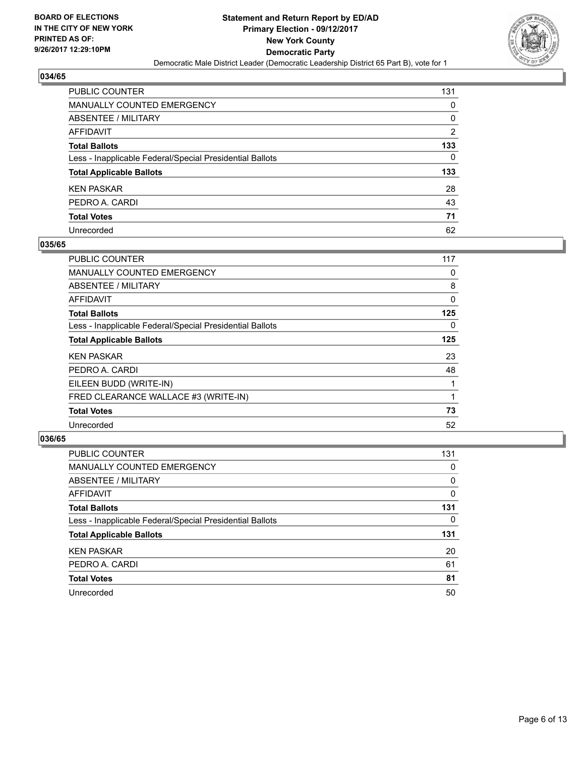**BOARD OF ELECTIONS IN THE CITY OF NEW YORK PRINTED AS OF: 9/26/2017 12:29:10PM**

**Statement and Return Report by ED/AD**
**Primary Election - 09/12/2017**
**New York County**
**Democratic Party**
Democratic Male District Leader (Democratic Leadership District 65 Part B), vote for 1

## 034/65

| | |
|---|---|
| PUBLIC COUNTER | 131 |
| MANUALLY COUNTED EMERGENCY | 0 |
| ABSENTEE / MILITARY | 0 |
| AFFIDAVIT | 2 |
| **Total Ballots** | **133** |
| Less - Inapplicable Federal/Special Presidential Ballots | 0 |
| **Total Applicable Ballots** | **133** |
| KEN PASKAR | 28 |
| PEDRO A. CARDI | 43 |
| **Total Votes** | **71** |
| Unrecorded | 62 |

## 035/65

| | |
|---|---|
| PUBLIC COUNTER | 117 |
| MANUALLY COUNTED EMERGENCY | 0 |
| ABSENTEE / MILITARY | 8 |
| AFFIDAVIT | 0 |
| **Total Ballots** | **125** |
| Less - Inapplicable Federal/Special Presidential Ballots | 0 |
| **Total Applicable Ballots** | **125** |
| KEN PASKAR | 23 |
| PEDRO A. CARDI | 48 |
| EILEEN BUDD (WRITE-IN) | 1 |
| FRED CLEARANCE WALLACE #3 (WRITE-IN) | 1 |
| **Total Votes** | **73** |
| Unrecorded | 52 |

## 036/65

| | |
|---|---|
| PUBLIC COUNTER | 131 |
| MANUALLY COUNTED EMERGENCY | 0 |
| ABSENTEE / MILITARY | 0 |
| AFFIDAVIT | 0 |
| **Total Ballots** | **131** |
| Less - Inapplicable Federal/Special Presidential Ballots | 0 |
| **Total Applicable Ballots** | **131** |
| KEN PASKAR | 20 |
| PEDRO A. CARDI | 61 |
| **Total Votes** | **81** |
| Unrecorded | 50 |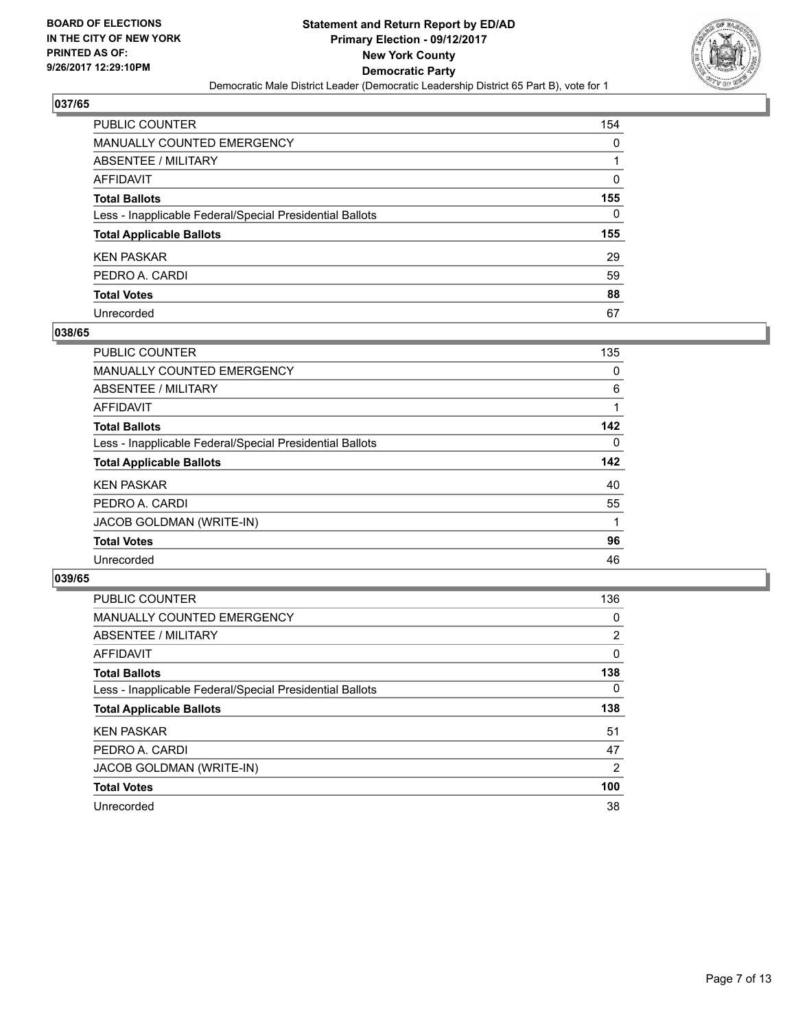**BOARD OF ELECTIONS IN THE CITY OF NEW YORK PRINTED AS OF: 9/26/2017 12:29:10PM**

# Statement and Return Report by ED/AD
## Primary Election - 09/12/2017
## New York County
## Democratic Party
### Democratic Male District Leader (Democratic Leadership District 65 Part B), vote for 1

### 037/65

| | |
|---|---|
| PUBLIC COUNTER | 154 |
| MANUALLY COUNTED EMERGENCY | 0 |
| ABSENTEE / MILITARY | 1 |
| AFFIDAVIT | 0 |
| **Total Ballots** | **155** |
| Less - Inapplicable Federal/Special Presidential Ballots | 0 |
| **Total Applicable Ballots** | **155** |
| KEN PASKAR | 29 |
| PEDRO A. CARDI | 59 |
| **Total Votes** | **88** |
| Unrecorded | 67 |

### 038/65

| | |
|---|---|
| PUBLIC COUNTER | 135 |
| MANUALLY COUNTED EMERGENCY | 0 |
| ABSENTEE / MILITARY | 6 |
| AFFIDAVIT | 1 |
| **Total Ballots** | **142** |
| Less - Inapplicable Federal/Special Presidential Ballots | 0 |
| **Total Applicable Ballots** | **142** |
| KEN PASKAR | 40 |
| PEDRO A. CARDI | 55 |
| JACOB GOLDMAN (WRITE-IN) | 1 |
| **Total Votes** | **96** |
| Unrecorded | 46 |

### 039/65

| | |
|---|---|
| PUBLIC COUNTER | 136 |
| MANUALLY COUNTED EMERGENCY | 0 |
| ABSENTEE / MILITARY | 2 |
| AFFIDAVIT | 0 |
| **Total Ballots** | **138** |
| Less - Inapplicable Federal/Special Presidential Ballots | 0 |
| **Total Applicable Ballots** | **138** |
| KEN PASKAR | 51 |
| PEDRO A. CARDI | 47 |
| JACOB GOLDMAN (WRITE-IN) | 2 |
| **Total Votes** | **100** |
| Unrecorded | 38 |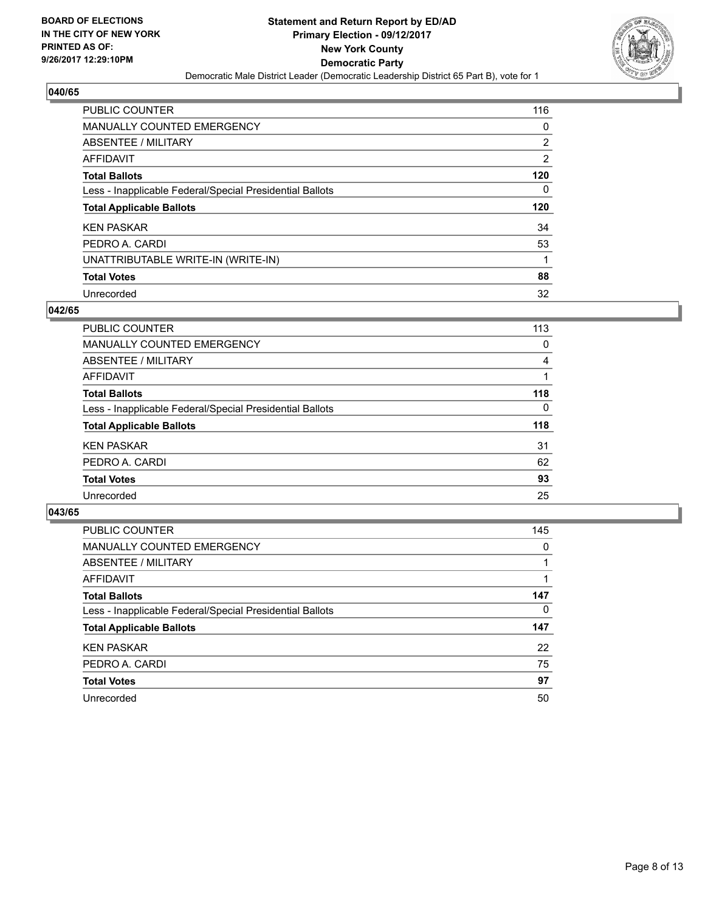**BOARD OF ELECTIONS IN THE CITY OF NEW YORK PRINTED AS OF: 9/26/2017 12:29:10PM**

# Statement and Return Report by ED/AD
## Primary Election - 09/12/2017
## New York County
## Democratic Party
Democratic Male District Leader (Democratic Leadership District 65 Part B), vote for 1

### 040/65

| | |
|---|---|
| PUBLIC COUNTER | 116 |
| MANUALLY COUNTED EMERGENCY | 0 |
| ABSENTEE / MILITARY | 2 |
| AFFIDAVIT | 2 |
| **Total Ballots** | **120** |
| Less - Inapplicable Federal/Special Presidential Ballots | 0 |
| **Total Applicable Ballots** | **120** |
| KEN PASKAR | 34 |
| PEDRO A. CARDI | 53 |
| UNATTRIBUTABLE WRITE-IN (WRITE-IN) | 1 |
| **Total Votes** | **88** |
| Unrecorded | 32 |

### 042/65

| | |
|---|---|
| PUBLIC COUNTER | 113 |
| MANUALLY COUNTED EMERGENCY | 0 |
| ABSENTEE / MILITARY | 4 |
| AFFIDAVIT | 1 |
| **Total Ballots** | **118** |
| Less - Inapplicable Federal/Special Presidential Ballots | 0 |
| **Total Applicable Ballots** | **118** |
| KEN PASKAR | 31 |
| PEDRO A. CARDI | 62 |
| **Total Votes** | **93** |
| Unrecorded | 25 |

### 043/65

| | |
|---|---|
| PUBLIC COUNTER | 145 |
| MANUALLY COUNTED EMERGENCY | 0 |
| ABSENTEE / MILITARY | 1 |
| AFFIDAVIT | 1 |
| **Total Ballots** | **147** |
| Less - Inapplicable Federal/Special Presidential Ballots | 0 |
| **Total Applicable Ballots** | **147** |
| KEN PASKAR | 22 |
| PEDRO A. CARDI | 75 |
| **Total Votes** | **97** |
| Unrecorded | 50 |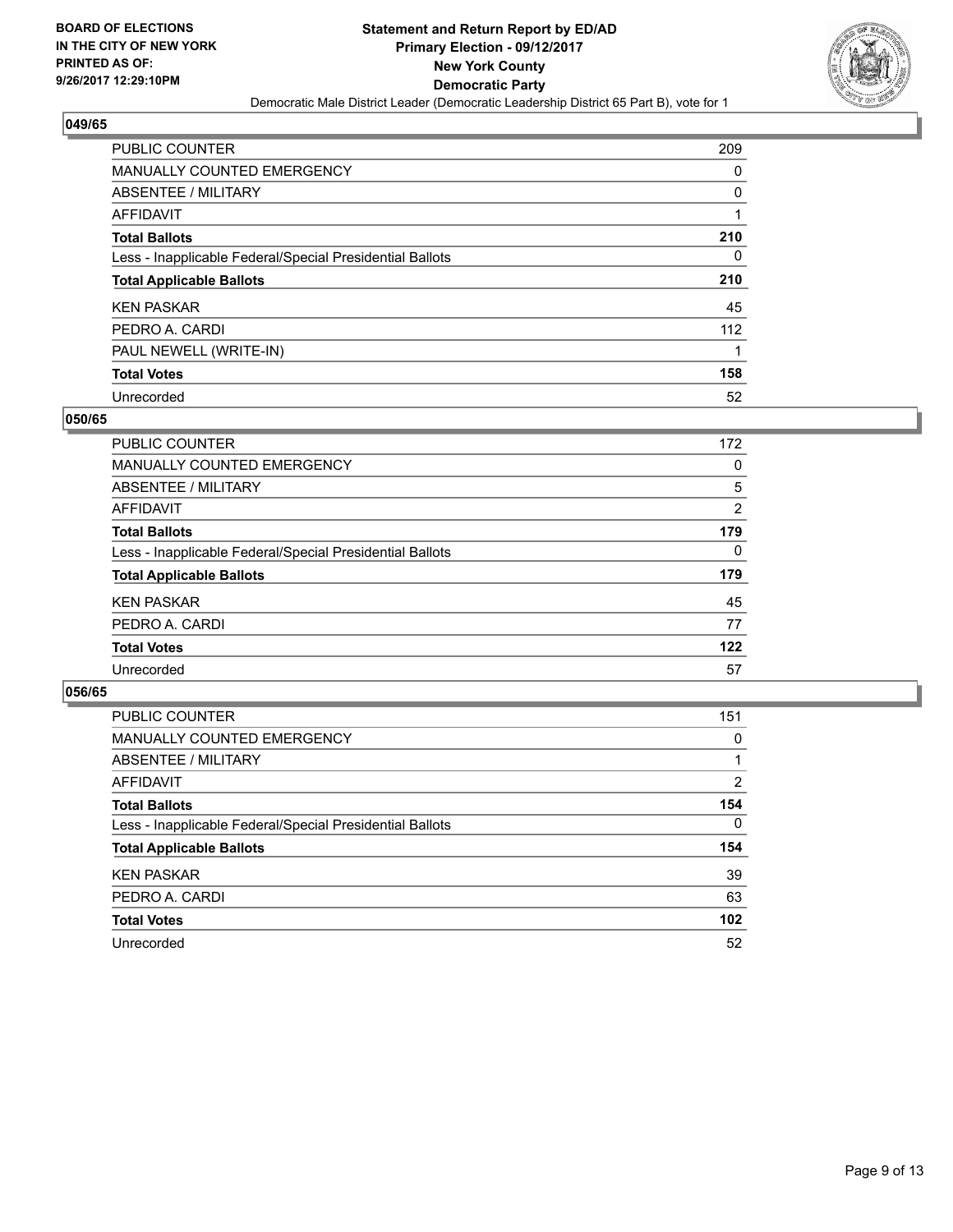BOARD OF ELECTIONS
IN THE CITY OF NEW YORK
PRINTED AS OF:
9/26/2017 12:29:10PM

**Statement and Return Report by ED/AD**
**Primary Election - 09/12/2017**
**New York County**
**Democratic Party**
Democratic Male District Leader (Democratic Leadership District 65 Part B), vote for 1

### 049/65

| | |
|---|---|
| PUBLIC COUNTER | 209 |
| MANUALLY COUNTED EMERGENCY | 0 |
| ABSENTEE / MILITARY | 0 |
| AFFIDAVIT | 1 |
| **Total Ballots** | **210** |
| Less - Inapplicable Federal/Special Presidential Ballots | 0 |
| **Total Applicable Ballots** | **210** |
| KEN PASKAR | 45 |
| PEDRO A. CARDI | 112 |
| PAUL NEWELL (WRITE-IN) | 1 |
| **Total Votes** | **158** |
| Unrecorded | 52 |

### 050/65

| | |
|---|---|
| PUBLIC COUNTER | 172 |
| MANUALLY COUNTED EMERGENCY | 0 |
| ABSENTEE / MILITARY | 5 |
| AFFIDAVIT | 2 |
| **Total Ballots** | **179** |
| Less - Inapplicable Federal/Special Presidential Ballots | 0 |
| **Total Applicable Ballots** | **179** |
| KEN PASKAR | 45 |
| PEDRO A. CARDI | 77 |
| **Total Votes** | **122** |
| Unrecorded | 57 |

### 056/65

| | |
|---|---|
| PUBLIC COUNTER | 151 |
| MANUALLY COUNTED EMERGENCY | 0 |
| ABSENTEE / MILITARY | 1 |
| AFFIDAVIT | 2 |
| **Total Ballots** | **154** |
| Less - Inapplicable Federal/Special Presidential Ballots | 0 |
| **Total Applicable Ballots** | **154** |
| KEN PASKAR | 39 |
| PEDRO A. CARDI | 63 |
| **Total Votes** | **102** |
| Unrecorded | 52 |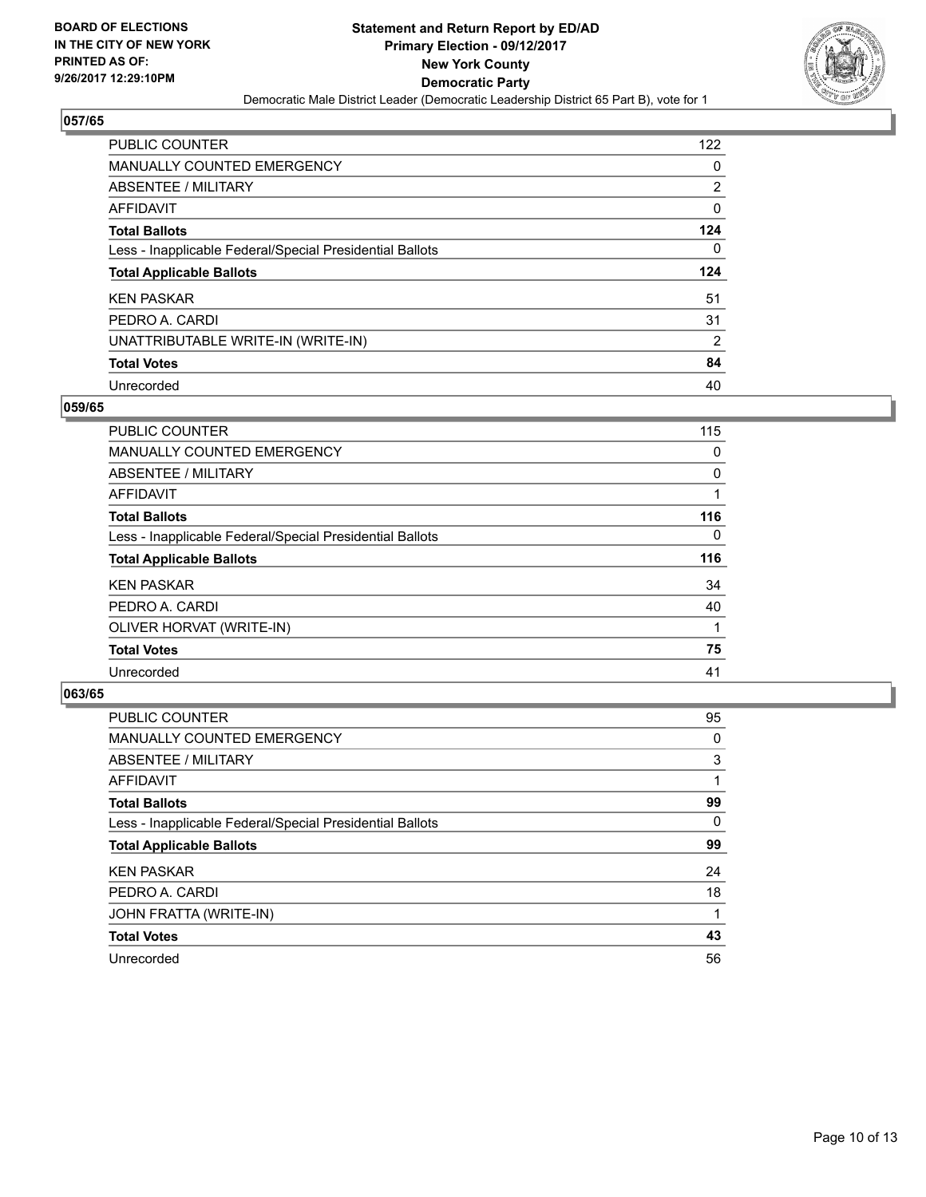BOARD OF ELECTIONS
IN THE CITY OF NEW YORK
PRINTED AS OF:
9/26/2017 12:29:10PM

**Statement and Return Report by ED/AD**
**Primary Election - 09/12/2017**
**New York County**
**Democratic Party**
Democratic Male District Leader (Democratic Leadership District 65 Part B), vote for 1

### 057/65

| | |
|---|---|
| PUBLIC COUNTER | 122 |
| MANUALLY COUNTED EMERGENCY | 0 |
| ABSENTEE / MILITARY | 2 |
| AFFIDAVIT | 0 |
| **Total Ballots** | **124** |
| Less - Inapplicable Federal/Special Presidential Ballots | 0 |
| **Total Applicable Ballots** | **124** |
| KEN PASKAR | 51 |
| PEDRO A. CARDI | 31 |
| UNATTRIBUTABLE WRITE-IN (WRITE-IN) | 2 |
| **Total Votes** | **84** |
| Unrecorded | 40 |

### 059/65

| | |
|---|---|
| PUBLIC COUNTER | 115 |
| MANUALLY COUNTED EMERGENCY | 0 |
| ABSENTEE / MILITARY | 0 |
| AFFIDAVIT | 1 |
| **Total Ballots** | **116** |
| Less - Inapplicable Federal/Special Presidential Ballots | 0 |
| **Total Applicable Ballots** | **116** |
| KEN PASKAR | 34 |
| PEDRO A. CARDI | 40 |
| OLIVER HORVAT (WRITE-IN) | 1 |
| **Total Votes** | **75** |
| Unrecorded | 41 |

### 063/65

| | |
|---|---|
| PUBLIC COUNTER | 95 |
| MANUALLY COUNTED EMERGENCY | 0 |
| ABSENTEE / MILITARY | 3 |
| AFFIDAVIT | 1 |
| **Total Ballots** | **99** |
| Less - Inapplicable Federal/Special Presidential Ballots | 0 |
| **Total Applicable Ballots** | **99** |
| KEN PASKAR | 24 |
| PEDRO A. CARDI | 18 |
| JOHN FRATTA (WRITE-IN) | 1 |
| **Total Votes** | **43** |
| Unrecorded | 56 |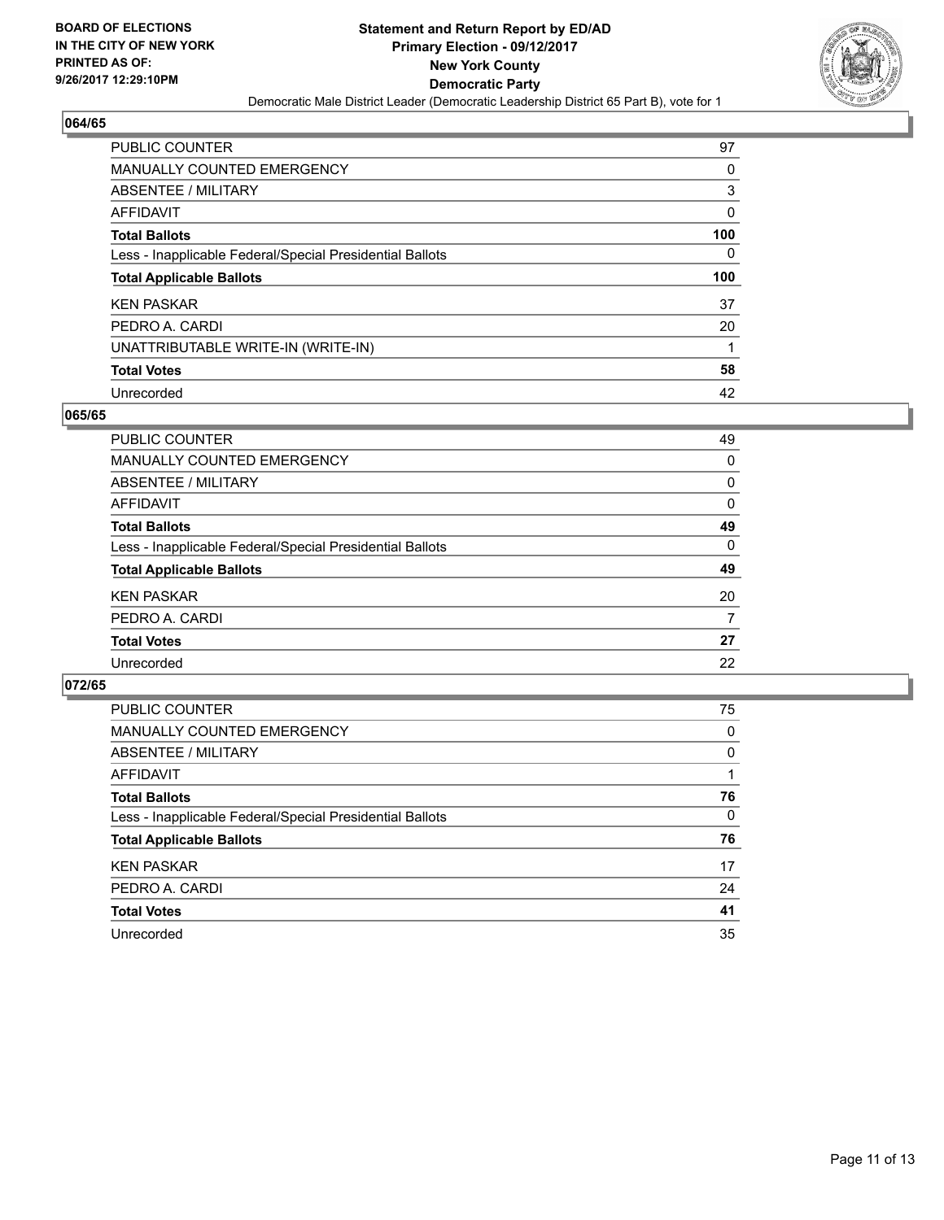**BOARD OF ELECTIONS IN THE CITY OF NEW YORK PRINTED AS OF: 9/26/2017 12:29:10PM**

**Statement and Return Report by ED/AD Primary Election - 09/12/2017 New York County Democratic Party**

Democratic Male District Leader (Democratic Leadership District 65 Part B), vote for 1

### 064/65

| | |
|---|---|
| PUBLIC COUNTER | 97 |
| MANUALLY COUNTED EMERGENCY | 0 |
| ABSENTEE / MILITARY | 3 |
| AFFIDAVIT | 0 |
| **Total Ballots** | **100** |
| Less - Inapplicable Federal/Special Presidential Ballots | 0 |
| **Total Applicable Ballots** | **100** |
| KEN PASKAR | 37 |
| PEDRO A. CARDI | 20 |
| UNATTRIBUTABLE WRITE-IN (WRITE-IN) | 1 |
| **Total Votes** | **58** |
| Unrecorded | 42 |

### 065/65

| | |
|---|---|
| PUBLIC COUNTER | 49 |
| MANUALLY COUNTED EMERGENCY | 0 |
| ABSENTEE / MILITARY | 0 |
| AFFIDAVIT | 0 |
| **Total Ballots** | **49** |
| Less - Inapplicable Federal/Special Presidential Ballots | 0 |
| **Total Applicable Ballots** | **49** |
| KEN PASKAR | 20 |
| PEDRO A. CARDI | 7 |
| **Total Votes** | **27** |
| Unrecorded | 22 |

### 072/65

| | |
|---|---|
| PUBLIC COUNTER | 75 |
| MANUALLY COUNTED EMERGENCY | 0 |
| ABSENTEE / MILITARY | 0 |
| AFFIDAVIT | 1 |
| **Total Ballots** | **76** |
| Less - Inapplicable Federal/Special Presidential Ballots | 0 |
| **Total Applicable Ballots** | **76** |
| KEN PASKAR | 17 |
| PEDRO A. CARDI | 24 |
| **Total Votes** | **41** |
| Unrecorded | 35 |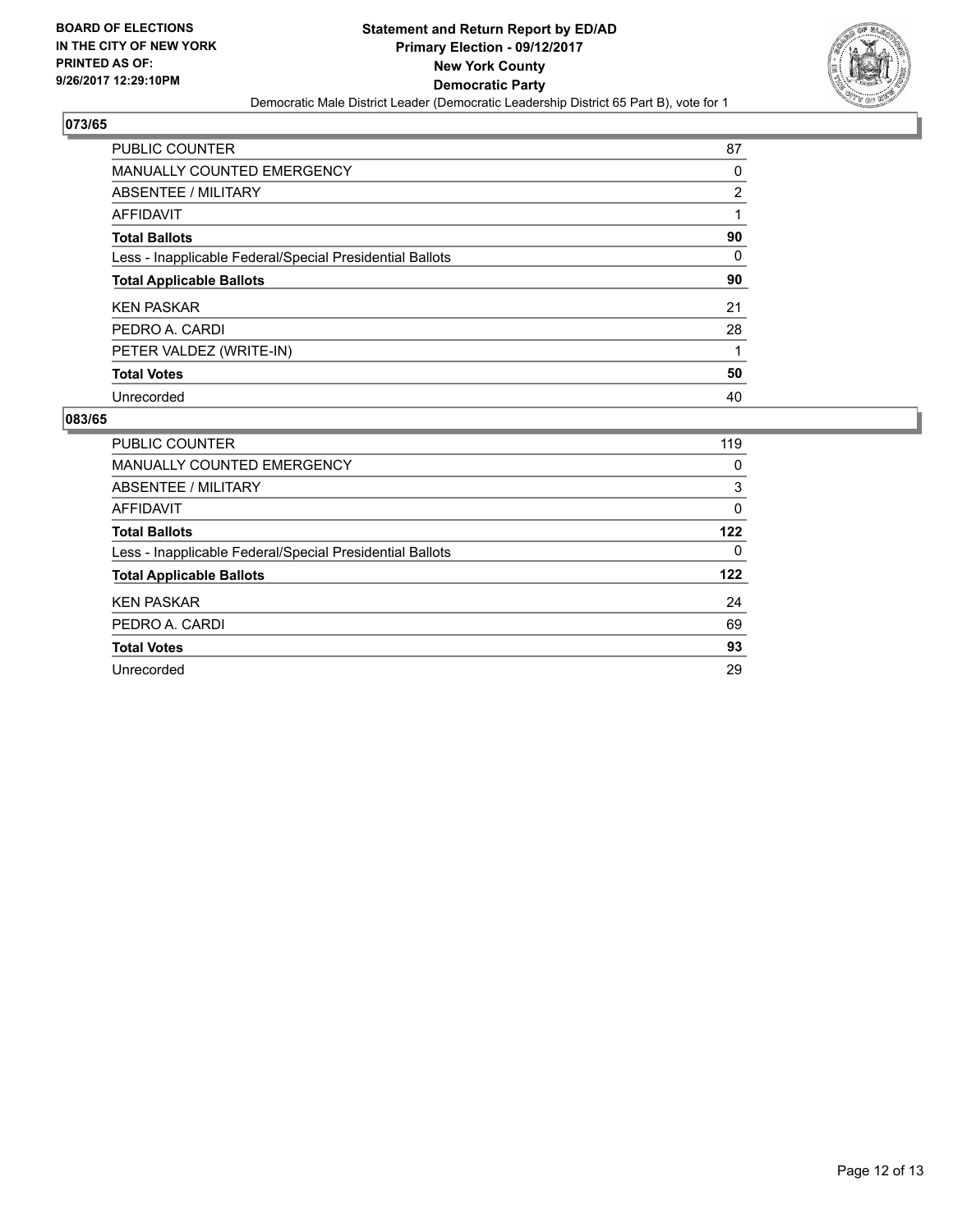**BOARD OF ELECTIONS IN THE CITY OF NEW YORK PRINTED AS OF: 9/26/2017 12:29:10PM**

**Statement and Return Report by ED/AD Primary Election - 09/12/2017 New York County Democratic Party**

Democratic Male District Leader (Democratic Leadership District 65 Part B), vote for 1

## 073/65

| | |
|---|---|
| PUBLIC COUNTER | 87 |
| MANUALLY COUNTED EMERGENCY | 0 |
| ABSENTEE / MILITARY | 2 |
| AFFIDAVIT | 1 |
| **Total Ballots** | **90** |
| Less - Inapplicable Federal/Special Presidential Ballots | 0 |
| **Total Applicable Ballots** | **90** |
| KEN PASKAR | 21 |
| PEDRO A. CARDI | 28 |
| PETER VALDEZ (WRITE-IN) | 1 |
| **Total Votes** | **50** |
| Unrecorded | 40 |

## 083/65

| | |
|---|---|
| PUBLIC COUNTER | 119 |
| MANUALLY COUNTED EMERGENCY | 0 |
| ABSENTEE / MILITARY | 3 |
| AFFIDAVIT | 0 |
| **Total Ballots** | **122** |
| Less - Inapplicable Federal/Special Presidential Ballots | 0 |
| **Total Applicable Ballots** | **122** |
| KEN PASKAR | 24 |
| PEDRO A. CARDI | 69 |
| **Total Votes** | **93** |
| Unrecorded | 29 |